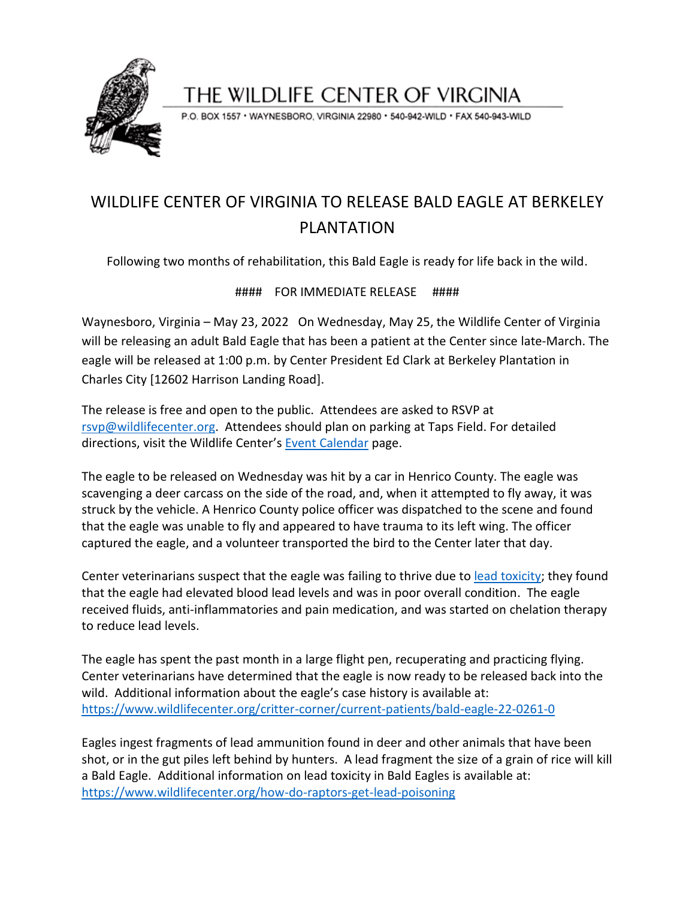THE WILDLIFE CENTER OF VIRGINIA

P.O. BOX 1557 • WAYNESBORO, VIRGINIA 22980 • 540-942-WILD • FAX 540-943-WILD

# WILDLIFE CENTER OF VIRGINIA TO RELEASE BALD EAGLE AT BERKELEY PLANTATION

Following two months of rehabilitation, this Bald Eagle is ready for life back in the wild.

#### FOR IMMEDIATE RELEASE ####

Waynesboro, Virginia – May 23, 2022 On Wednesday, May 25, the Wildlife Center of Virginia will be releasing an adult Bald Eagle that has been a patient at the Center since late-March. The eagle will be released at 1:00 p.m. by Center President Ed Clark at Berkeley Plantation in Charles City [12602 Harrison Landing Road].

The release is free and open to the public. Attendees are asked to RSVP at rsvp@wildlifecenter.org. Attendees should plan on parking at Taps Field. For detailed directions, visit the Wildlife Center's Event Calendar page.

The eagle to be released on Wednesday was hit by a car in Henrico County. The eagle was scavenging a deer carcass on the side of the road, and, when it attempted to fly away, it was struck by the vehicle. A Henrico County police officer was dispatched to the scene and found that the eagle was unable to fly and appeared to have trauma to its left wing. The officer captured the eagle, and a volunteer transported the bird to the Center later that day.

Center veterinarians suspect that the eagle was failing to thrive due to lead toxicity; they found that the eagle had elevated blood lead levels and was in poor overall condition. The eagle received fluids, anti-inflammatories and pain medication, and was started on chelation therapy to reduce lead levels.

The eagle has spent the past month in a large flight pen, recuperating and practicing flying. Center veterinarians have determined that the eagle is now ready to be released back into the wild. Additional information about the eagle's case history is available at: https://www.wildlifecenter.org/critter-corner/current-patients/bald-eagle-22-0261-0

Eagles ingest fragments of lead ammunition found in deer and other animals that have been shot, or in the gut piles left behind by hunters. A lead fragment the size of a grain of rice will kill a Bald Eagle. Additional information on lead toxicity in Bald Eagles is available at: https://www.wildlifecenter.org/how-do-raptors-get-lead-poisoning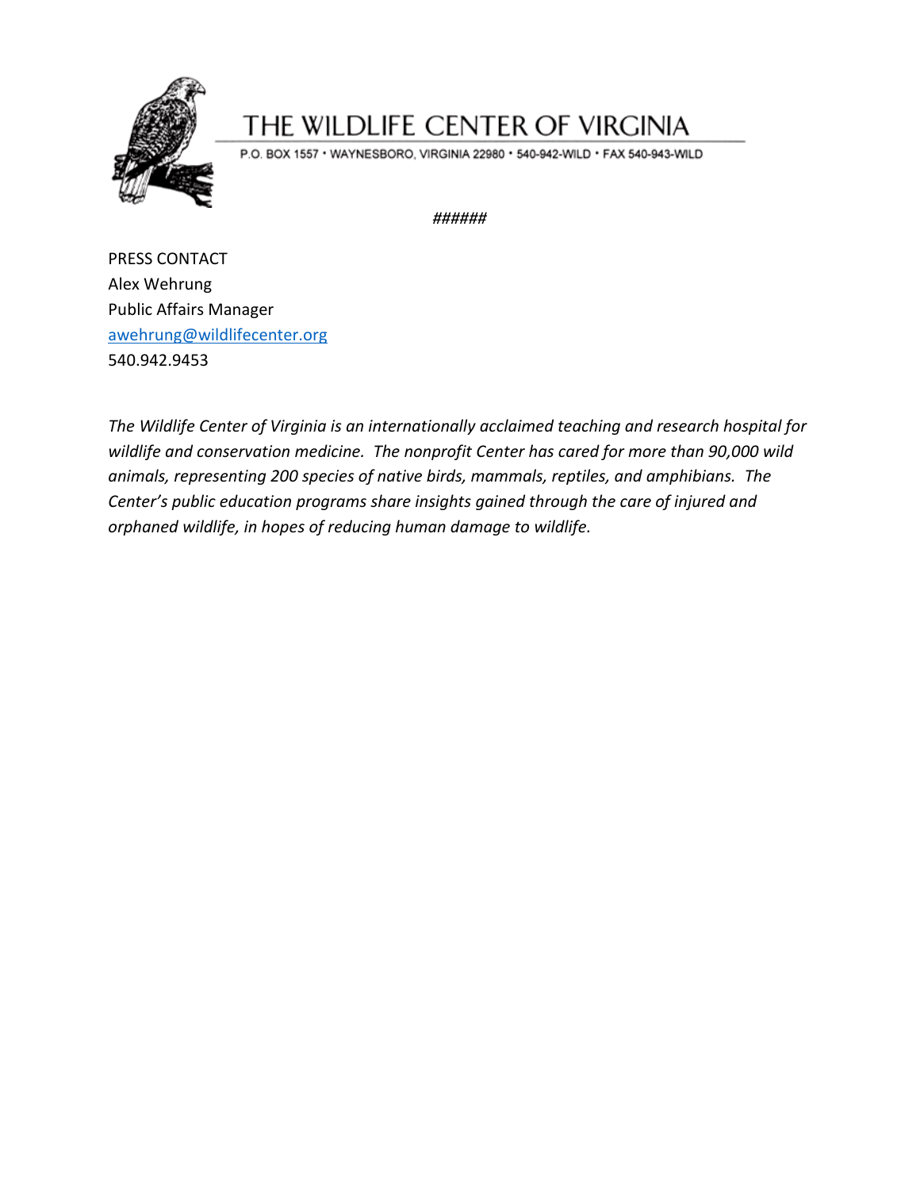# THE WILDLIFE CENTER OF VIRGINIA

P.O. BOX 1557 • WAYNESBORO, VIRGINIA 22980 • 540-942-WILD • FAX 540-943-WILD

*######*

PRESS CONTACT
Alex Wehrung
Public Affairs Manager
awehrung@wildlifecenter.org
540.942.9453

*The Wildlife Center of Virginia is an internationally acclaimed teaching and research hospital for wildlife and conservation medicine. The nonprofit Center has cared for more than 90,000 wild animals, representing 200 species of native birds, mammals, reptiles, and amphibians. The Center's public education programs share insights gained through the care of injured and orphaned wildlife, in hopes of reducing human damage to wildlife.*